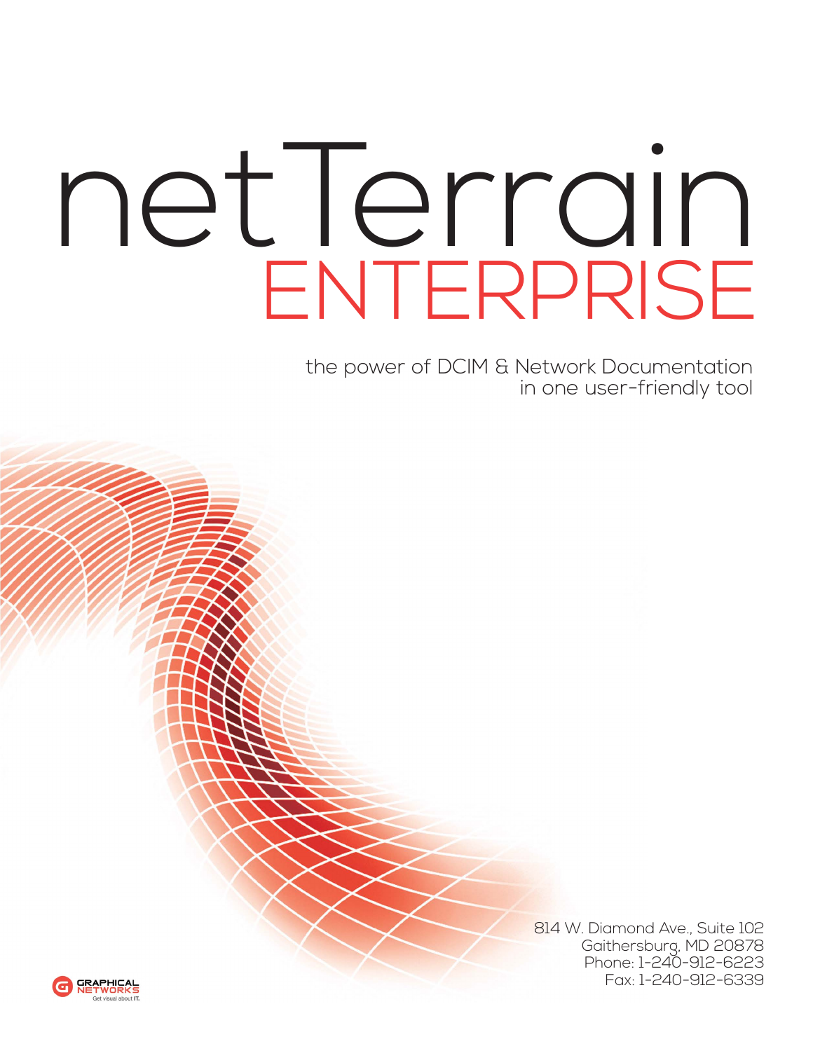# netTerrain ENTERPRISE

the power of DCIM & Network Documentation
in one user-friendly tool

814 W. Diamond Ave., Suite 102
Gaithersburg, MD 20878
Phone: 1-240-912-6223
Fax: 1-240-912-6339

GRAPHICAL NETWORKS
Get visual about IT.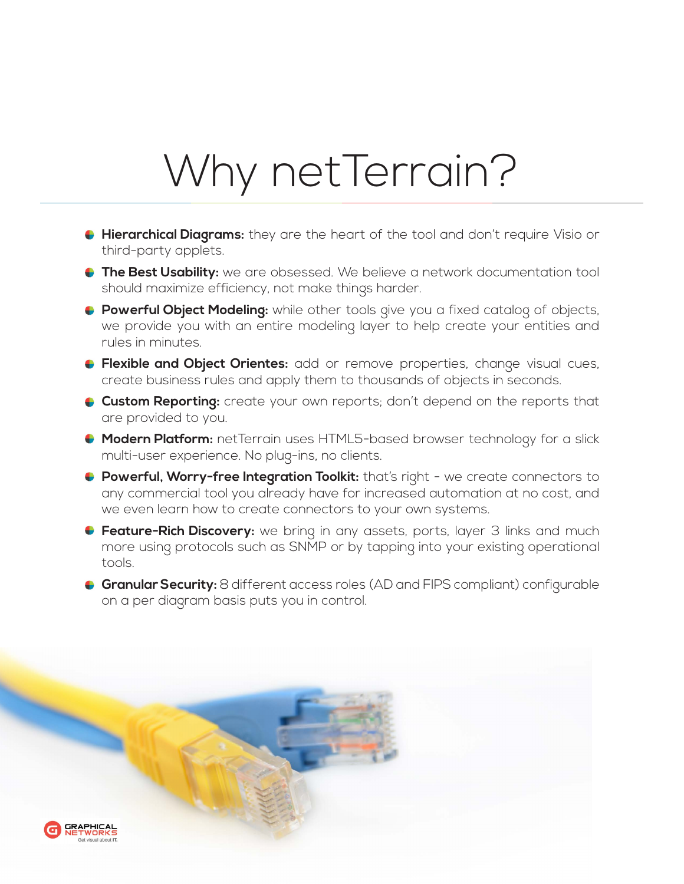# Why netTerrain?

- **Hierarchical Diagrams:** they are the heart of the tool and don't require Visio or third-party applets.
- **The Best Usability:** we are obsessed. We believe a network documentation tool should maximize efficiency, not make things harder.
- **Powerful Object Modeling:** while other tools give you a fixed catalog of objects, we provide you with an entire modeling layer to help create your entities and rules in minutes.
- **Flexible and Object Orientes:** add or remove properties, change visual cues, create business rules and apply them to thousands of objects in seconds.
- **Custom Reporting:** create your own reports; don't depend on the reports that are provided to you.
- **Modern Platform:** netTerrain uses HTML5-based browser technology for a slick multi-user experience. No plug-ins, no clients.
- **Powerful, Worry-free Integration Toolkit:** that's right - we create connectors to any commercial tool you already have for increased automation at no cost, and we even learn how to create connectors to your own systems.
- **Feature-Rich Discovery:** we bring in any assets, ports, layer 3 links and much more using protocols such as SNMP or by tapping into your existing operational tools.
- **Granular Security:** 8 different access roles (AD and FIPS compliant) configurable on a per diagram basis puts you in control.

GRAPHICAL NETWORKS
Get visual about IT.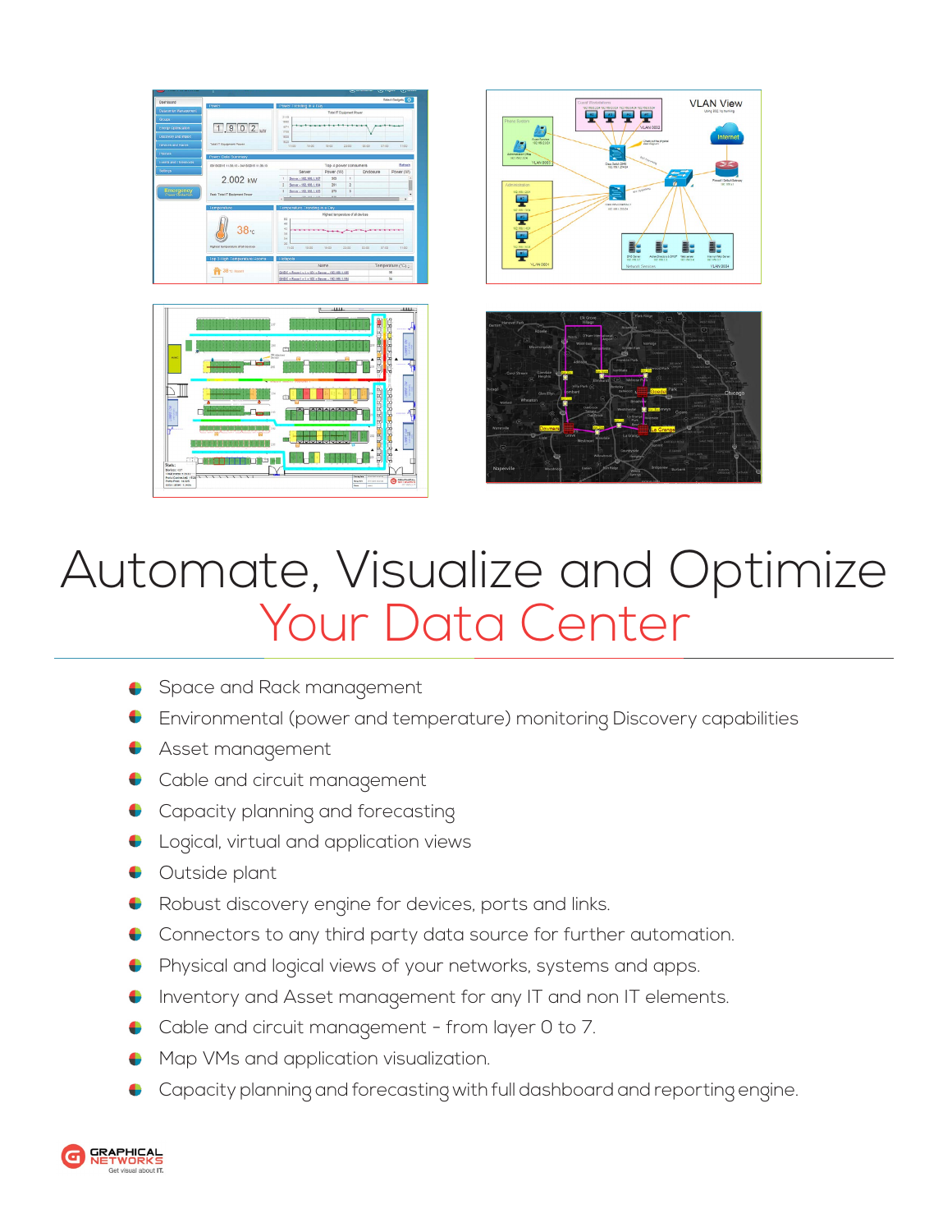# Automate, Visualize and Optimize
# Your Data Center

- Space and Rack management
- Environmental (power and temperature) monitoring Discovery capabilities
- Asset management
- Cable and circuit management
- Capacity planning and forecasting
- Logical, virtual and application views
- Outside plant
- Robust discovery engine for devices, ports and links.
- Connectors to any third party data source for further automation.
- Physical and logical views of your networks, systems and apps.
- Inventory and Asset management for any IT and non IT elements.
- Cable and circuit management - from layer 0 to 7.
- Map VMs and application visualization.
- Capacity planning and forecasting with full dashboard and reporting engine.

GRAPHICAL NETWORKS
Get visual about IT.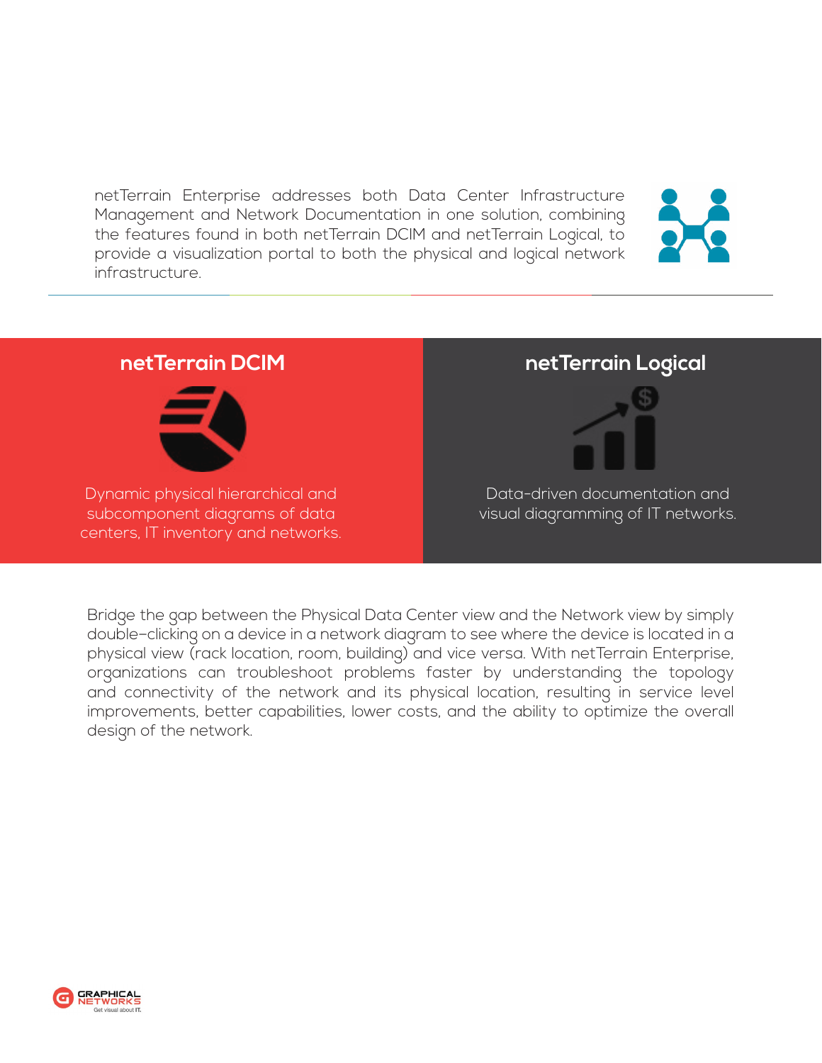netTerrain Enterprise addresses both Data Center Infrastructure Management and Network Documentation in one solution, combining the features found in both netTerrain DCIM and netTerrain Logical, to provide a visualization portal to both the physical and logical network infrastructure.

## netTerrain DCIM

Dynamic physical hierarchical and subcomponent diagrams of data centers, IT inventory and networks.

## netTerrain Logical

Data-driven documentation and visual diagramming of IT networks.

Bridge the gap between the Physical Data Center view and the Network view by simply double-clicking on a device in a network diagram to see where the device is located in a physical view (rack location, room, building) and vice versa. With netTerrain Enterprise, organizations can troubleshoot problems faster by understanding the topology and connectivity of the network and its physical location, resulting in service level improvements, better capabilities, lower costs, and the ability to optimize the overall design of the network.